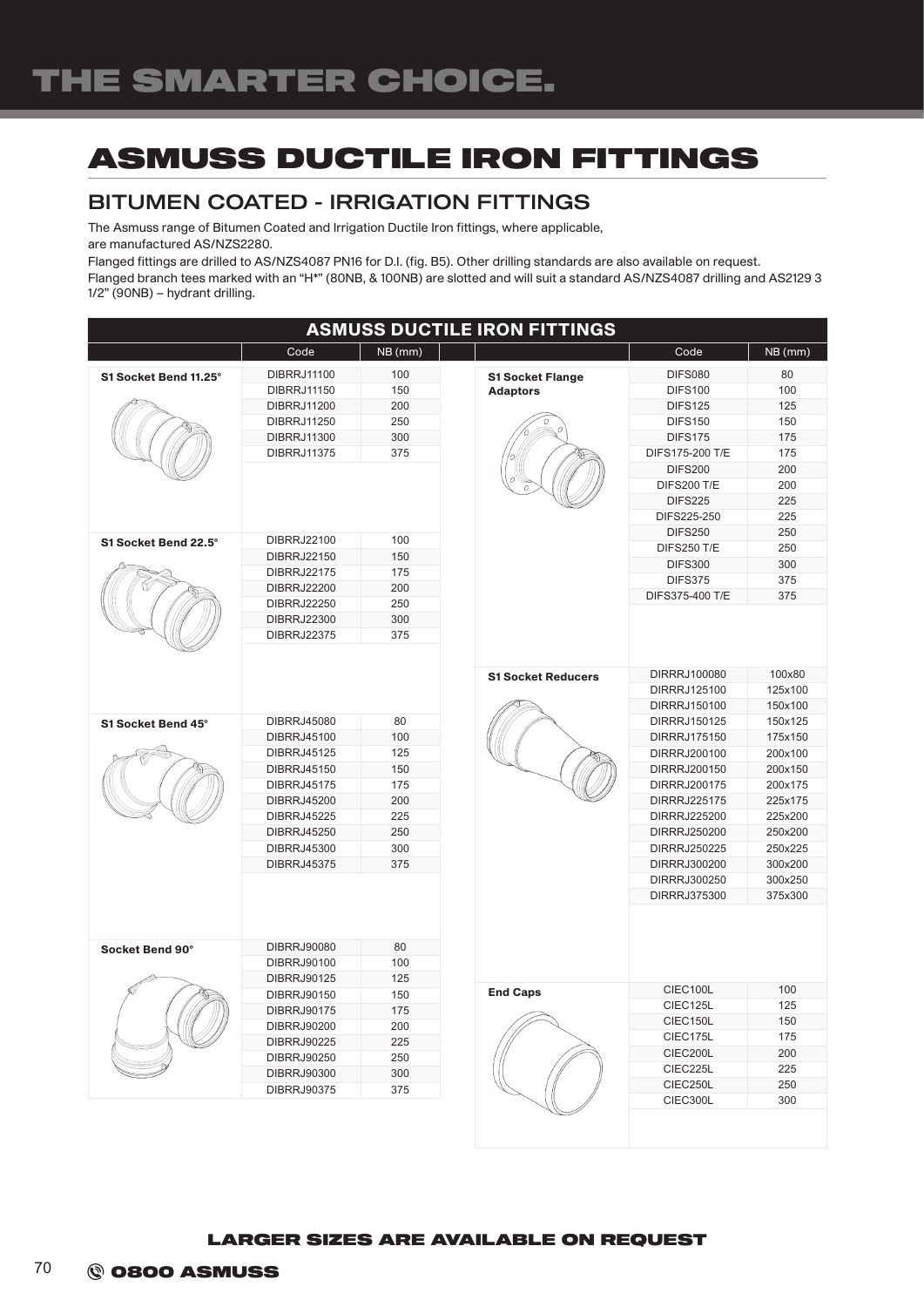# ASMUSS DUCTILE IRON FITTINGS

## BITUMEN COATED - IRRIGATION FITTINGS

The Asmuss range of Bitumen Coated and Irrigation Ductile Iron fittings, where applicable, are manufactured AS/NZS2280.

Flanged fittings are drilled to AS/NZS4087 PN16 for D.I. (fig. B5). Other drilling standards are also available on request.

Flanged branch tees marked with an "H*" (80NB, & 100NB) are slotted and will suit a standard AS/NZS4087 drilling and AS2129 3 1/2" (90NB) – hydrant drilling.

**ASMUSS DUCTILE IRON FITTINGS**

| | Code | NB (mm) |
|---|---|---|
| **S1 Socket Bend 11.25°** | DIBRRJ11100 | 100 |
| | DIBRRJ11150 | 150 |
| | DIBRRJ11200 | 200 |
| | DIBRRJ11250 | 250 |
| | DIBRRJ11300 | 300 |
| | DIBRRJ11375 | 375 |
| **S1 Socket Bend 22.5°** | DIBRRJ22100 | 100 |
| | DIBRRJ22150 | 150 |
| | DIBRRJ22175 | 175 |
| | DIBRRJ22200 | 200 |
| | DIBRRJ22250 | 250 |
| | DIBRRJ22300 | 300 |
| | DIBRRJ22375 | 375 |
| **S1 Socket Bend 45°** | DIBRRJ45080 | 80 |
| | DIBRRJ45100 | 100 |
| | DIBRRJ45125 | 125 |
| | DIBRRJ45150 | 150 |
| | DIBRRJ45175 | 175 |
| | DIBRRJ45200 | 200 |
| | DIBRRJ45225 | 225 |
| | DIBRRJ45250 | 250 |
| | DIBRRJ45300 | 300 |
| | DIBRRJ45375 | 375 |
| **Socket Bend 90°** | DIBRRJ90080 | 80 |
| | DIBRRJ90100 | 100 |
| | DIBRRJ90125 | 125 |
| | DIBRRJ90150 | 150 |
| | DIBRRJ90175 | 175 |
| | DIBRRJ90200 | 200 |
| | DIBRRJ90225 | 225 |
| | DIBRRJ90250 | 250 |
| | DIBRRJ90300 | 300 |
| | DIBRRJ90375 | 375 |
| **S1 Socket Flange Adaptors** | DIFS080 | 80 |
| | DIFS100 | 100 |
| | DIFS125 | 125 |
| | DIFS150 | 150 |
| | DIFS175 | 175 |
| | DIFS175-200 T/E | 175 |
| | DIFS200 | 200 |
| | DIFS200 T/E | 200 |
| | DIFS225 | 225 |
| | DIFS225-250 | 225 |
| | DIFS250 | 250 |
| | DIFS250 T/E | 250 |
| | DIFS300 | 300 |
| | DIFS375 | 375 |
| | DIFS375-400 T/E | 375 |
| **S1 Socket Reducers** | DIRRRJ100080 | 100x80 |
| | DIRRRJ125100 | 125x100 |
| | DIRRRJ150100 | 150x100 |
| | DIRRRJ150125 | 150x125 |
| | DIRRRJ175150 | 175x150 |
| | DIRRRJ200100 | 200x100 |
| | DIRRRJ200150 | 200x150 |
| | DIRRRJ200175 | 200x175 |
| | DIRRRJ225175 | 225x175 |
| | DIRRRJ225200 | 225x200 |
| | DIRRRJ250200 | 250x200 |
| | DIRRRJ250225 | 250x225 |
| | DIRRRJ300200 | 300x200 |
| | DIRRRJ300250 | 300x250 |
| | DIRRRJ375300 | 375x300 |
| **End Caps** | CIEC100L | 100 |
| | CIEC125L | 125 |
| | CIEC150L | 150 |
| | CIEC175L | 175 |
| | CIEC200L | 200 |
| | CIEC225L | 225 |
| | CIEC250L | 250 |
| | CIEC300L | 300 |

**LARGER SIZES ARE AVAILABLE ON REQUEST**

**0800 ASMUSS**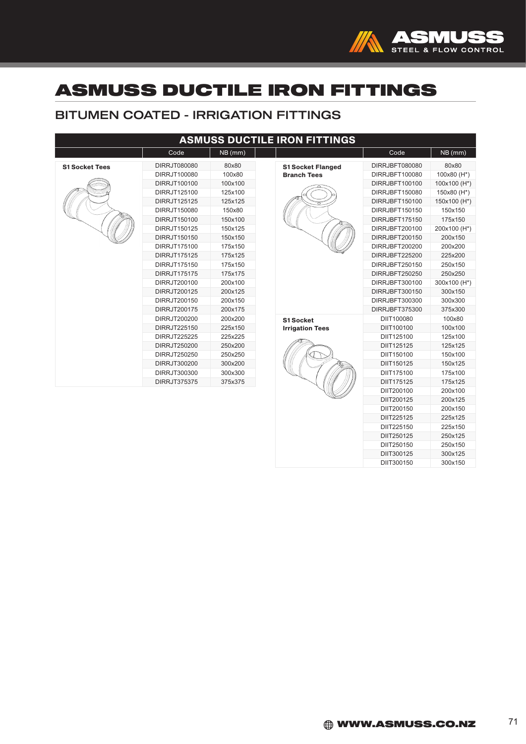# ASMUSS DUCTILE IRON FITTINGS

## BITUMEN COATED - IRRIGATION FITTINGS

| ASMUSS DUCTILE IRON FITTINGS | | |
|---|---|---|
| | Code | NB (mm) |
| **S1 Socket Tees** | DIRRJT080080 | 80x80 |
| | DIRRJT100080 | 100x80 |
| | DIRRJT100100 | 100x100 |
| | DIRRJT125100 | 125x100 |
| | DIRRJT125125 | 125x125 |
| | DIRRJT150080 | 150x80 |
| | DIRRJT150100 | 150x100 |
| | DIRRJT150125 | 150x125 |
| | DIRRJT150150 | 150x150 |
| | DIRRJT175100 | 175x150 |
| | DIRRJT175125 | 175x125 |
| | DIRRJT175150 | 175x150 |
| | DIRRJT175175 | 175x175 |
| | DIRRJT200100 | 200x100 |
| | DIRRJT200125 | 200x125 |
| | DIRRJT200150 | 200x150 |
| | DIRRJT200175 | 200x175 |
| | DIRRJT200200 | 200x200 |
| | DIRRJT225150 | 225x150 |
| | DIRRJT225225 | 225x225 |
| | DIRRJT250200 | 250x200 |
| | DIRRJT250250 | 250x250 |
| | DIRRJT300200 | 300x200 |
| | DIRRJT300300 | 300x300 |
| | DIRRJT375375 | 375x375 |
| **S1 Socket Flanged Branch Tees** | DIRRJBFT080080 | 80x80 |
| | DIRRJBFT100080 | 100x80 (H*) |
| | DIRRJBFT100100 | 100x100 (H*) |
| | DIRRJBFT150080 | 150x80 (H*) |
| | DIRRJBFT150100 | 150x100 (H*) |
| | DIRRJBFT150150 | 150x150 |
| | DIRRJBFT175150 | 175x150 |
| | DIRRJBFT200100 | 200x100 (H*) |
| | DIRRJBFT200150 | 200x150 |
| | DIRRJBFT200200 | 200x200 |
| | DIRRJBFT225200 | 225x200 |
| | DIRRJBFT250150 | 250x150 |
| | DIRRJBFT250250 | 250x250 |
| | DIRRJBFT300100 | 300x100 (H*) |
| | DIRRJBFT300150 | 300x150 |
| | DIRRJBFT300300 | 300x300 |
| | DIRRJBFT375300 | 375x300 |
| **S1 Socket Irrigation Tees** | DIIT100080 | 100x80 |
| | DIIT100100 | 100x100 |
| | DIIT125100 | 125x100 |
| | DIIT125125 | 125x125 |
| | DIIT150100 | 150x100 |
| | DIIT150125 | 150x125 |
| | DIIT175100 | 175x100 |
| | DIIT175125 | 175x125 |
| | DIIT200100 | 200x100 |
| | DIIT200125 | 200x125 |
| | DIIT200150 | 200x150 |
| | DIIT225125 | 225x125 |
| | DIIT225150 | 225x150 |
| | DIIT250125 | 250x125 |
| | DIIT250150 | 250x150 |
| | DIIT300125 | 300x125 |
| | DIIT300150 | 300x150 |